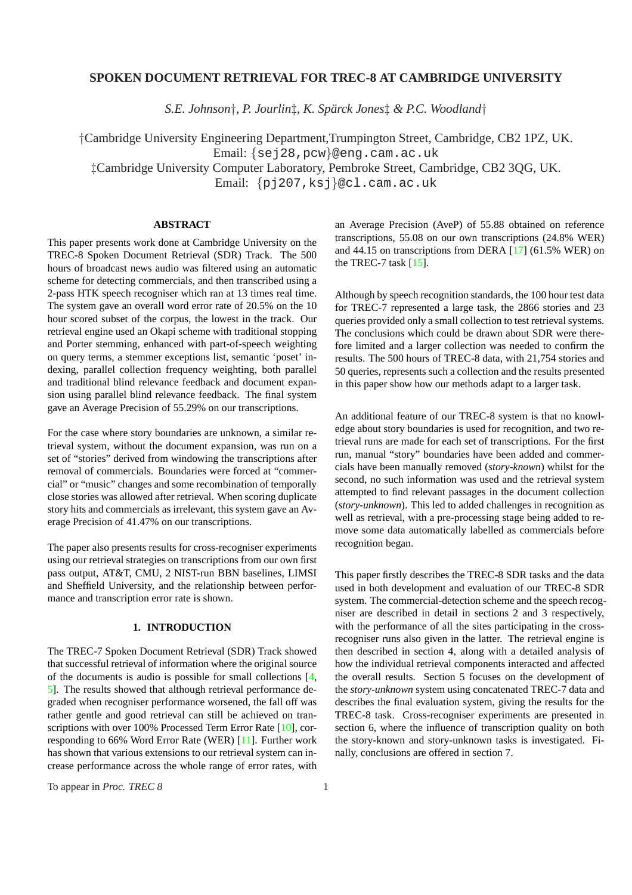# SPOKEN DOCUMENT RETRIEVAL FOR TREC-8 AT CAMBRIDGE UNIVERSITY

*S.E. Johnson†, P. Jourlin‡, K. Spärck Jones‡ & P.C. Woodland†*

†Cambridge University Engineering Department,Trumpington Street, Cambridge, CB2 1PZ, UK.
Email: {sej28,pcw}@eng.cam.ac.uk
‡Cambridge University Computer Laboratory, Pembroke Street, Cambridge, CB2 3QG, UK.
Email: {pj207,ksj}@cl.cam.ac.uk

## ABSTRACT

This paper presents work done at Cambridge University on the TREC-8 Spoken Document Retrieval (SDR) Track. The 500 hours of broadcast news audio was filtered using an automatic scheme for detecting commercials, and then transcribed using a 2-pass HTK speech recogniser which ran at 13 times real time. The system gave an overall word error rate of 20.5% on the 10 hour scored subset of the corpus, the lowest in the track. Our retrieval engine used an Okapi scheme with traditional stopping and Porter stemming, enhanced with part-of-speech weighting on query terms, a stemmer exceptions list, semantic 'poset' indexing, parallel collection frequency weighting, both parallel and traditional blind relevance feedback and document expansion using parallel blind relevance feedback. The final system gave an Average Precision of 55.29% on our transcriptions.

For the case where story boundaries are unknown, a similar retrieval system, without the document expansion, was run on a set of "stories" derived from windowing the transcriptions after removal of commercials. Boundaries were forced at "commercial" or "music" changes and some recombination of temporally close stories was allowed after retrieval. When scoring duplicate story hits and commercials as irrelevant, this system gave an Average Precision of 41.47% on our transcriptions.

The paper also presents results for cross-recogniser experiments using our retrieval strategies on transcriptions from our own first pass output, AT&T, CMU, 2 NIST-run BBN baselines, LIMSI and Sheffield University, and the relationship between performance and transcription error rate is shown.

## 1. INTRODUCTION

The TREC-7 Spoken Document Retrieval (SDR) Track showed that successful retrieval of information where the original source of the documents is audio is possible for small collections [4, 5]. The results showed that although retrieval performance degraded when recogniser performance worsened, the fall off was rather gentle and good retrieval can still be achieved on transcriptions with over 100% Processed Term Error Rate [10], corresponding to 66% Word Error Rate (WER) [11]. Further work has shown that various extensions to our retrieval system can increase performance across the whole range of error rates, with an Average Precision (AveP) of 55.88 obtained on reference transcriptions, 55.08 on our own transcriptions (24.8% WER) and 44.15 on transcriptions from DERA [17] (61.5% WER) on the TREC-7 task [15].

Although by speech recognition standards, the 100 hour test data for TREC-7 represented a large task, the 2866 stories and 23 queries provided only a small collection to test retrieval systems. The conclusions which could be drawn about SDR were therefore limited and a larger collection was needed to confirm the results. The 500 hours of TREC-8 data, with 21,754 stories and 50 queries, represents such a collection and the results presented in this paper show how our methods adapt to a larger task.

An additional feature of our TREC-8 system is that no knowledge about story boundaries is used for recognition, and two retrieval runs are made for each set of transcriptions. For the first run, manual "story" boundaries have been added and commercials have been manually removed (*story-known*) whilst for the second, no such information was used and the retrieval system attempted to find relevant passages in the document collection (*story-unknown*). This led to added challenges in recognition as well as retrieval, with a pre-processing stage being added to remove some data automatically labelled as commercials before recognition began.

This paper firstly describes the TREC-8 SDR tasks and the data used in both development and evaluation of our TREC-8 SDR system. The commercial-detection scheme and the speech recogniser are described in detail in sections 2 and 3 respectively, with the performance of all the sites participating in the cross-recogniser runs also given in the latter. The retrieval engine is then described in section 4, along with a detailed analysis of how the individual retrieval components interacted and affected the overall results. Section 5 focuses on the development of the *story-unknown* system using concatenated TREC-7 data and describes the final evaluation system, giving the results for the TREC-8 task. Cross-recogniser experiments are presented in section 6, where the influence of transcription quality on both the story-known and story-unknown tasks is investigated. Finally, conclusions are offered in section 7.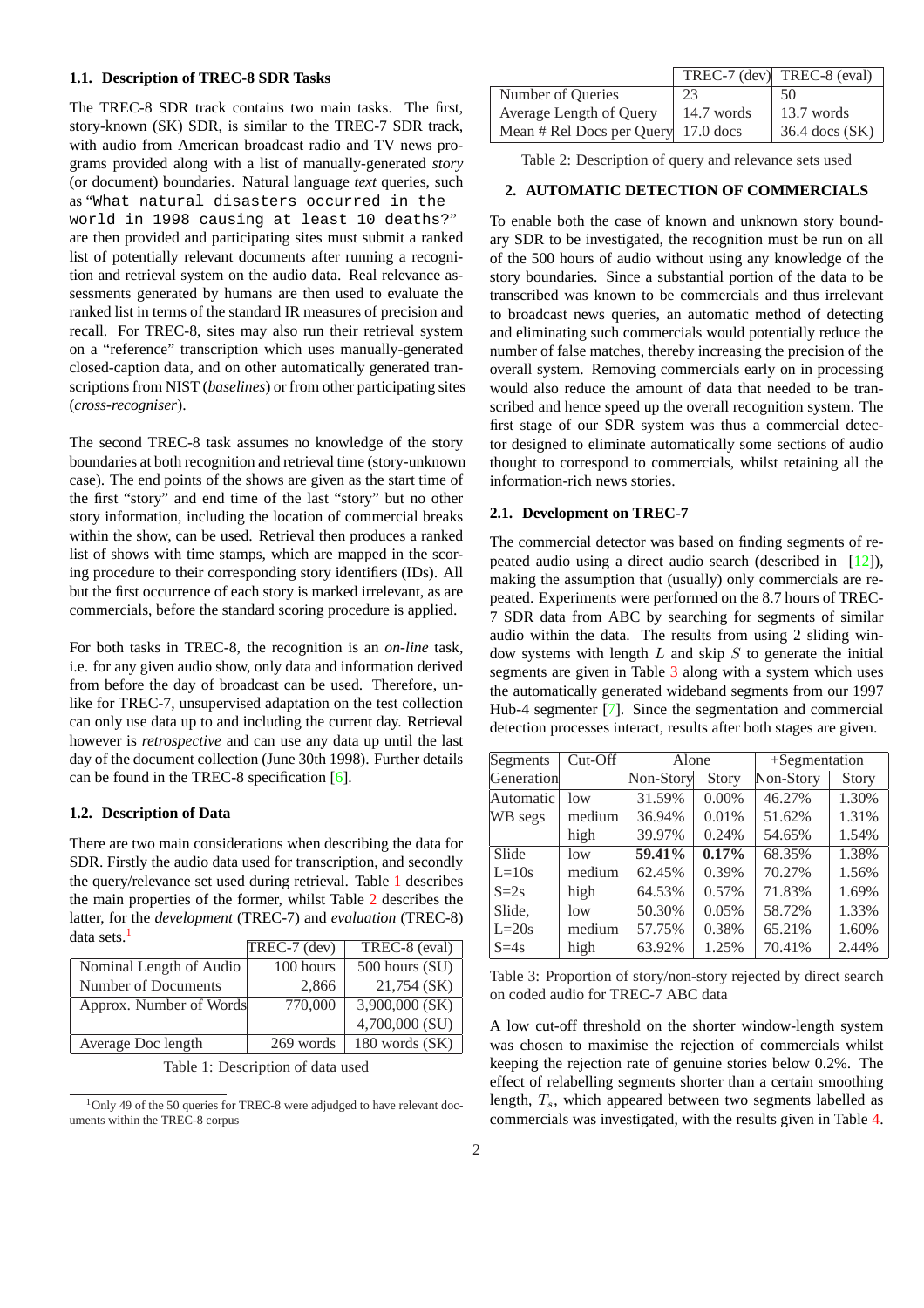### 1.1. Description of TREC-8 SDR Tasks

The TREC-8 SDR track contains two main tasks. The first, story-known (SK) SDR, is similar to the TREC-7 SDR track, with audio from American broadcast radio and TV news programs provided along with a list of manually-generated *story* (or document) boundaries. Natural language *text* queries, such as "`What natural disasters occurred in the world in 1998 causing at least 10 deaths?`" are then provided and participating sites must submit a ranked list of potentially relevant documents after running a recognition and retrieval system on the audio data. Real relevance assessments generated by humans are then used to evaluate the ranked list in terms of the standard IR measures of precision and recall. For TREC-8, sites may also run their retrieval system on a "reference" transcription which uses manually-generated closed-caption data, and on other automatically generated transcriptions from NIST (*baselines*) or from other participating sites (*cross-recogniser*).

The second TREC-8 task assumes no knowledge of the story boundaries at both recognition and retrieval time (story-unknown case). The end points of the shows are given as the start time of the first "story" and end time of the last "story" but no other story information, including the location of commercial breaks within the show, can be used. Retrieval then produces a ranked list of shows with time stamps, which are mapped in the scoring procedure to their corresponding story identifiers (IDs). All but the first occurrence of each story is marked irrelevant, as are commercials, before the standard scoring procedure is applied.

For both tasks in TREC-8, the recognition is an *on-line* task, i.e. for any given audio show, only data and information derived from before the day of broadcast can be used. Therefore, unlike for TREC-7, unsupervised adaptation on the test collection can only use data up to and including the current day. Retrieval however is *retrospective* and can use any data up until the last day of the document collection (June 30th 1998). Further details can be found in the TREC-8 specification [6].

### 1.2. Description of Data

There are two main considerations when describing the data for SDR. Firstly the audio data used for transcription, and secondly the query/relevance set used during retrieval. Table 1 describes the main properties of the former, whilst Table 2 describes the latter, for the *development* (TREC-7) and *evaluation* (TREC-8) data sets.[1]

| | TREC-7 (dev) | TREC-8 (eval) |
|---|---|---|
| Nominal Length of Audio | 100 hours | 500 hours (SU) |
| Number of Documents | 2,866 | 21,754 (SK) |
| Approx. Number of Words | 770,000 | 3,900,000 (SK) |
| | | 4,700,000 (SU) |
| Average Doc length | 269 words | 180 words (SK) |

Table 1: Description of data used

[1] Only 49 of the 50 queries for TREC-8 were adjudged to have relevant documents within the TREC-8 corpus

| | TREC-7 (dev) | TREC-8 (eval) |
|---|---|---|
| Number of Queries | 23 | 50 |
| Average Length of Query | 14.7 words | 13.7 words |
| Mean # Rel Docs per Query | 17.0 docs | 36.4 docs (SK) |

Table 2: Description of query and relevance sets used

## 2. AUTOMATIC DETECTION OF COMMERCIALS

To enable both the case of known and unknown story boundary SDR to be investigated, the recognition must be run on all of the 500 hours of audio without using any knowledge of the story boundaries. Since a substantial portion of the data to be transcribed was known to be commercials and thus irrelevant to broadcast news queries, an automatic method of detecting and eliminating such commercials would potentially reduce the number of false matches, thereby increasing the precision of the overall system. Removing commercials early on in processing would also reduce the amount of data that needed to be transcribed and hence speed up the overall recognition system. The first stage of our SDR system was thus a commercial detector designed to eliminate automatically some sections of audio thought to correspond to commercials, whilst retaining all the information-rich news stories.

### 2.1. Development on TREC-7

The commercial detector was based on finding segments of repeated audio using a direct audio search (described in [12]), making the assumption that (usually) only commercials are repeated. Experiments were performed on the 8.7 hours of TREC-7 SDR data from ABC by searching for segments of similar audio within the data. The results from using 2 sliding window systems with length $L$ and skip $S$ to generate the initial segments are given in Table 3 along with a system which uses the automatically generated wideband segments from our 1997 Hub-4 segmenter [7]. Since the segmentation and commercial detection processes interact, results after both stages are given.

| Segments Generation | Cut-Off | Alone | | +Segmentation | |
|---|---|---|---|---|---|
| | | Non-Story | Story | Non-Story | Story |
| Automatic | low | 31.59% | 0.00% | 46.27% | 1.30% |
| WB segs | medium | 36.94% | 0.01% | 51.62% | 1.31% |
| | high | 39.97% | 0.24% | 54.65% | 1.54% |
| Slide | low | **59.41%** | **0.17%** | 68.35% | 1.38% |
| L=10s | medium | 62.45% | 0.39% | 70.27% | 1.56% |
| S=2s | high | 64.53% | 0.57% | 71.83% | 1.69% |
| Slide, | low | 50.30% | 0.05% | 58.72% | 1.33% |
| L=20s | medium | 57.75% | 0.38% | 65.21% | 1.60% |
| S=4s | high | 63.92% | 1.25% | 70.41% | 2.44% |

Table 3: Proportion of story/non-story rejected by direct search on coded audio for TREC-7 ABC data

A low cut-off threshold on the shorter window-length system was chosen to maximise the rejection of commercials whilst keeping the rejection rate of genuine stories below 0.2%. The effect of relabelling segments shorter than a certain smoothing length, $T_s$, which appeared between two segments labelled as commercials was investigated, with the results given in Table 4.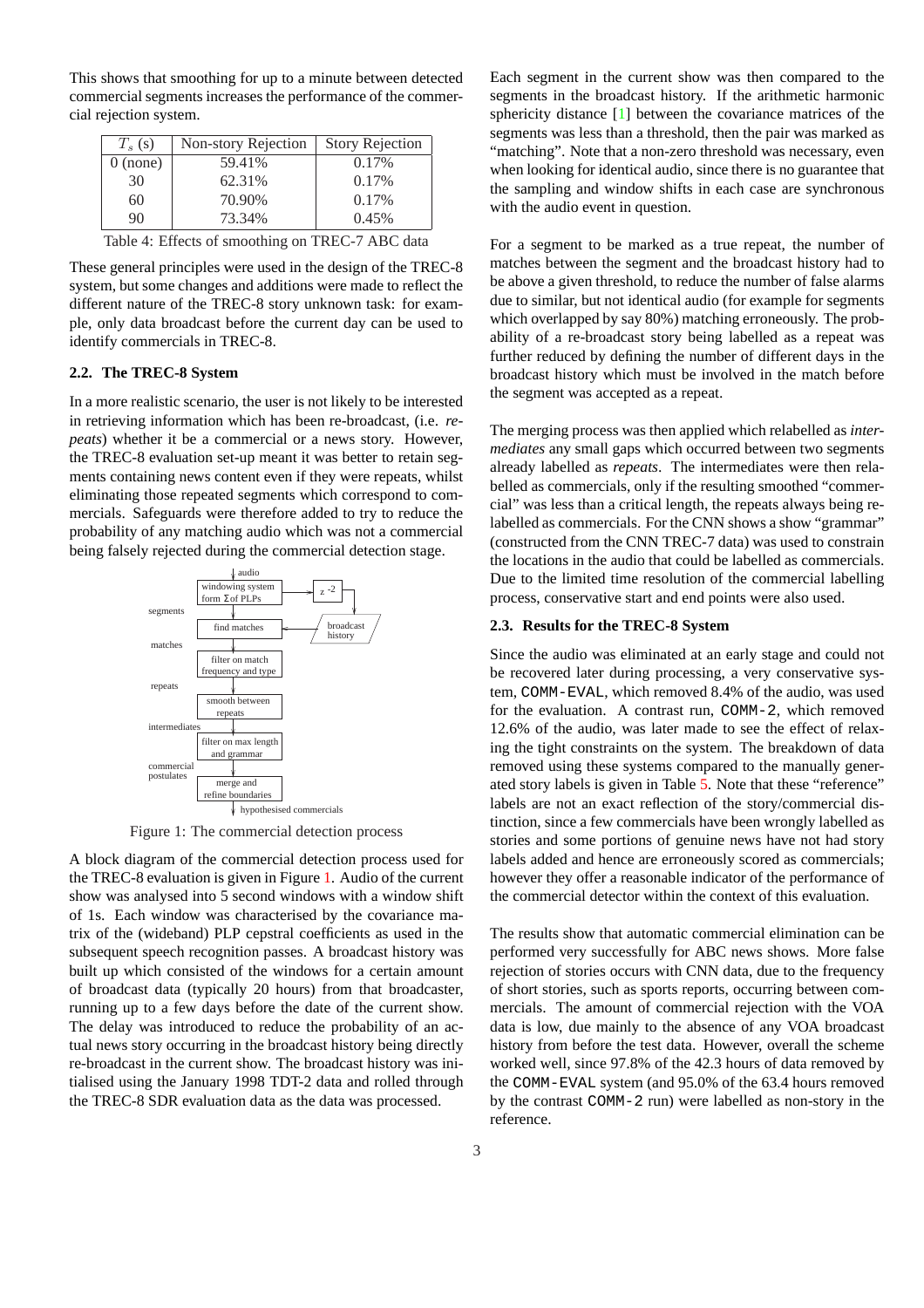This shows that smoothing for up to a minute between detected commercial segments increases the performance of the commercial rejection system.

| $T_s$ (s) | Non-story Rejection | Story Rejection |
|---|---|---|
| 0 (none) | 59.41% | 0.17% |
| 30 | 62.31% | 0.17% |
| 60 | 70.90% | 0.17% |
| 90 | 73.34% | 0.45% |

Table 4: Effects of smoothing on TREC-7 ABC data

These general principles were used in the design of the TREC-8 system, but some changes and additions were made to reflect the different nature of the TREC-8 story unknown task: for example, only data broadcast before the current day can be used to identify commercials in TREC-8.

### 2.2. The TREC-8 System

In a more realistic scenario, the user is not likely to be interested in retrieving information which has been re-broadcast, (i.e. *repeats*) whether it be a commercial or a news story. However, the TREC-8 evaluation set-up meant it was better to retain segments containing news content even if they were repeats, whilst eliminating those repeated segments which correspond to commercials. Safeguards were therefore added to try to reduce the probability of any matching audio which was not a commercial being falsely rejected during the commercial detection stage.

Figure 1: The commercial detection process

A block diagram of the commercial detection process used for the TREC-8 evaluation is given in Figure 1. Audio of the current show was analysed into 5 second windows with a window shift of 1s. Each window was characterised by the covariance matrix of the (wideband) PLP cepstral coefficients as used in the subsequent speech recognition passes. A broadcast history was built up which consisted of the windows for a certain amount of broadcast data (typically 20 hours) from that broadcaster, running up to a few days before the date of the current show. The delay was introduced to reduce the probability of an actual news story occurring in the broadcast history being directly re-broadcast in the current show. The broadcast history was initialised using the January 1998 TDT-2 data and rolled through the TREC-8 SDR evaluation data as the data was processed.

Each segment in the current show was then compared to the segments in the broadcast history. If the arithmetic harmonic sphericity distance [1] between the covariance matrices of the segments was less than a threshold, then the pair was marked as "matching". Note that a non-zero threshold was necessary, even when looking for identical audio, since there is no guarantee that the sampling and window shifts in each case are synchronous with the audio event in question.

For a segment to be marked as a true repeat, the number of matches between the segment and the broadcast history had to be above a given threshold, to reduce the number of false alarms due to similar, but not identical audio (for example for segments which overlapped by say 80%) matching erroneously. The probability of a re-broadcast story being labelled as a repeat was further reduced by defining the number of different days in the broadcast history which must be involved in the match before the segment was accepted as a repeat.

The merging process was then applied which relabelled as *intermediates* any small gaps which occurred between two segments already labelled as *repeats*. The intermediates were then relabelled as commercials, only if the resulting smoothed "commercial" was less than a critical length, the repeats always being relabelled as commercials. For the CNN shows a show "grammar" (constructed from the CNN TREC-7 data) was used to constrain the locations in the audio that could be labelled as commercials. Due to the limited time resolution of the commercial labelling process, conservative start and end points were also used.

### 2.3. Results for the TREC-8 System

Since the audio was eliminated at an early stage and could not be recovered later during processing, a very conservative system, COMM-EVAL, which removed 8.4% of the audio, was used for the evaluation. A contrast run, COMM-2, which removed 12.6% of the audio, was later made to see the effect of relaxing the tight constraints on the system. The breakdown of data removed using these systems compared to the manually generated story labels is given in Table 5. Note that these "reference" labels are not an exact reflection of the story/commercial distinction, since a few commercials have been wrongly labelled as stories and some portions of genuine news have not had story labels added and hence are erroneously scored as commercials; however they offer a reasonable indicator of the performance of the commercial detector within the context of this evaluation.

The results show that automatic commercial elimination can be performed very successfully for ABC news shows. More false rejection of stories occurs with CNN data, due to the frequency of short stories, such as sports reports, occurring between commercials. The amount of commercial rejection with the VOA data is low, due mainly to the absence of any VOA broadcast history from before the test data. However, overall the scheme worked well, since 97.8% of the 42.3 hours of data removed by the COMM-EVAL system (and 95.0% of the 63.4 hours removed by the contrast COMM-2 run) were labelled as non-story in the reference.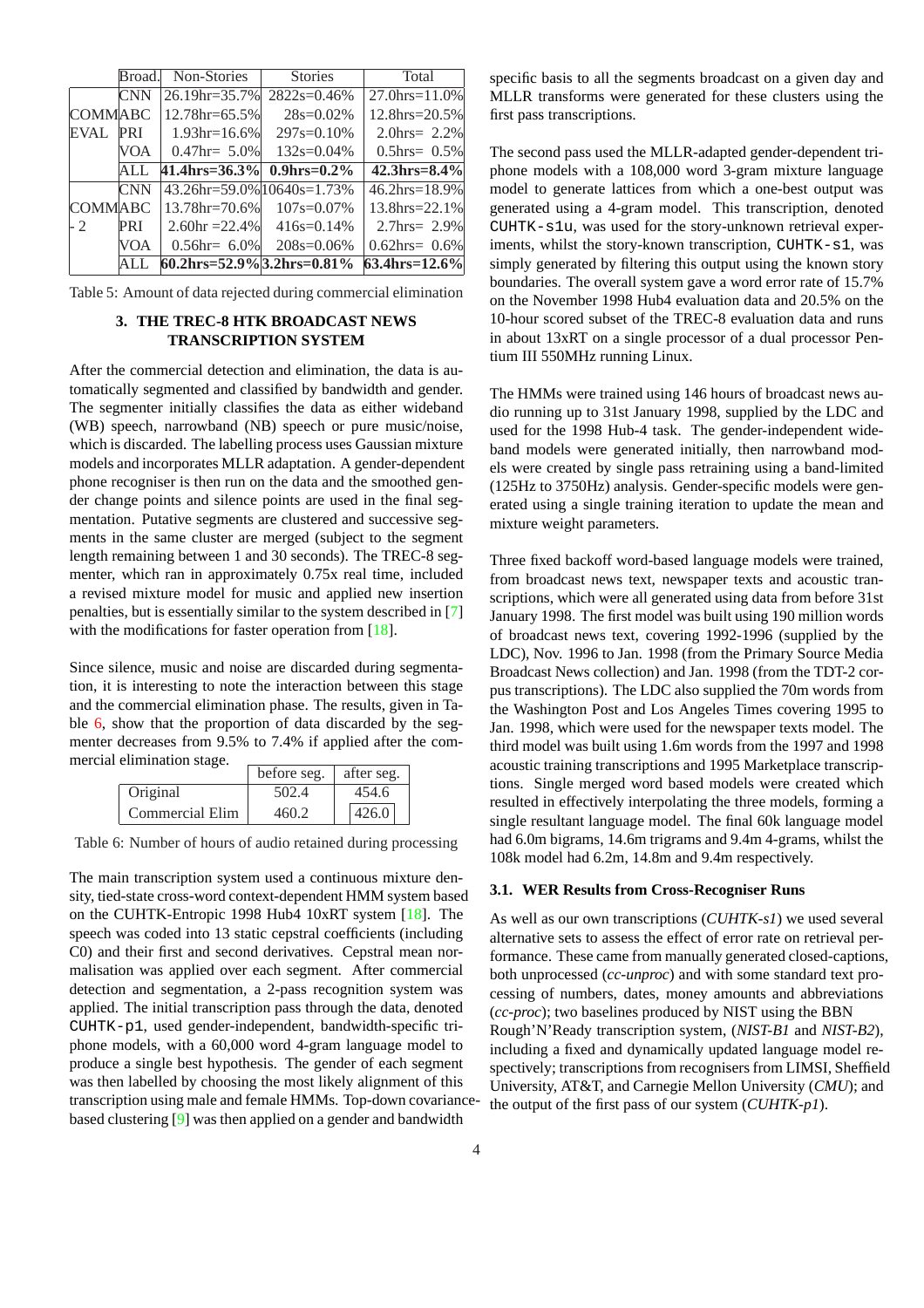| | Broad. | Non-Stories | Stories | Total |
|---|---|---|---|---|
| COMM EVAL | CNN | 26.19hr=35.7% | 2822s=0.46% | 27.0hrs=11.0% |
| | ABC | 12.78hr=65.5% | 28s=0.02% | 12.8hrs=20.5% |
| | PRI | 1.93hr=16.6% | 297s=0.10% | 2.0hrs= 2.2% |
| | VOA | 0.47hr= 5.0% | 132s=0.04% | 0.5hrs= 0.5% |
| | ALL | **41.4hrs=36.3%** | **0.9hrs=0.2%** | **42.3hrs=8.4%** |
| COMM - 2 | CNN | 43.26hr=59.0% | 10640s=1.73% | 46.2hrs=18.9% |
| | ABC | 13.78hr=70.6% | 107s=0.07% | 13.8hrs=22.1% |
| | PRI | 2.60hr =22.4% | 416s=0.14% | 2.7hrs= 2.9% |
| | VOA | 0.56hr= 6.0% | 208s=0.06% | 0.62hrs= 0.6% |
| | ALL | **60.2hrs=52.9%** | **3.2hrs=0.81%** | **63.4hrs=12.6%** |

Table 5: Amount of data rejected during commercial elimination

## 3. THE TREC-8 HTK BROADCAST NEWS TRANSCRIPTION SYSTEM

After the commercial detection and elimination, the data is automatically segmented and classified by bandwidth and gender. The segmenter initially classifies the data as either wideband (WB) speech, narrowband (NB) speech or pure music/noise, which is discarded. The labelling process uses Gaussian mixture models and incorporates MLLR adaptation. A gender-dependent phone recogniser is then run on the data and the smoothed gender change points and silence points are used in the final segmentation. Putative segments are clustered and successive segments in the same cluster are merged (subject to the segment length remaining between 1 and 30 seconds). The TREC-8 segmenter, which ran in approximately 0.75x real time, included a revised mixture model for music and applied new insertion penalties, but is essentially similar to the system described in [7] with the modifications for faster operation from [18].

Since silence, music and noise are discarded during segmentation, it is interesting to note the interaction between this stage and the commercial elimination phase. The results, given in Table 6, show that the proportion of data discarded by the segmenter decreases from 9.5% to 7.4% if applied after the commercial elimination stage.

| | before seg. | after seg. |
|---|---|---|
| Original | 502.4 | 454.6 |
| Commercial Elim | 460.2 | 426.0 |

Table 6: Number of hours of audio retained during processing

The main transcription system used a continuous mixture density, tied-state cross-word context-dependent HMM system based on the CUHTK-Entropic 1998 Hub4 10xRT system [18]. The speech was coded into 13 static cepstral coefficients (including C0) and their first and second derivatives. Cepstral mean normalisation was applied over each segment. After commercial detection and segmentation, a 2-pass recognition system was applied. The initial transcription pass through the data, denoted `CUHTK-p1`, used gender-independent, bandwidth-specific triphone models, with a 60,000 word 4-gram language model to produce a single best hypothesis. The gender of each segment was then labelled by choosing the most likely alignment of this transcription using male and female HMMs. Top-down covariance-based clustering [9] was then applied on a gender and bandwidth specific basis to all the segments broadcast on a given day and MLLR transforms were generated for these clusters using the first pass transcriptions.

The second pass used the MLLR-adapted gender-dependent triphone models with a 108,000 word 3-gram mixture language model to generate lattices from which a one-best output was generated using a 4-gram model. This transcription, denoted `CUHTK-s1u`, was used for the story-unknown retrieval experiments, whilst the story-known transcription, `CUHTK-s1`, was simply generated by filtering this output using the known story boundaries. The overall system gave a word error rate of 15.7% on the November 1998 Hub4 evaluation data and 20.5% on the 10-hour scored subset of the TREC-8 evaluation data and runs in about 13xRT on a single processor of a dual processor Pentium III 550MHz running Linux.

The HMMs were trained using 146 hours of broadcast news audio running up to 31st January 1998, supplied by the LDC and used for the 1998 Hub-4 task. The gender-independent wideband models were generated initially, then narrowband models were created by single pass retraining using a band-limited (125Hz to 3750Hz) analysis. Gender-specific models were generated using a single training iteration to update the mean and mixture weight parameters.

Three fixed backoff word-based language models were trained, from broadcast news text, newspaper texts and acoustic transcriptions, which were all generated using data from before 31st January 1998. The first model was built using 190 million words of broadcast news text, covering 1992-1996 (supplied by the LDC), Nov. 1996 to Jan. 1998 (from the Primary Source Media Broadcast News collection) and Jan. 1998 (from the TDT-2 corpus transcriptions). The LDC also supplied the 70m words from the Washington Post and Los Angeles Times covering 1995 to Jan. 1998, which were used for the newspaper texts model. The third model was built using 1.6m words from the 1997 and 1998 acoustic training transcriptions and 1995 Marketplace transcriptions. Single merged word based models were created which resulted in effectively interpolating the three models, forming a single resultant language model. The final 60k language model had 6.0m bigrams, 14.6m trigrams and 9.4m 4-grams, whilst the 108k model had 6.2m, 14.8m and 9.4m respectively.

### 3.1. WER Results from Cross-Recogniser Runs

As well as our own transcriptions (*CUHTK-s1*) we used several alternative sets to assess the effect of error rate on retrieval performance. These came from manually generated closed-captions, both unprocessed (*cc-unproc*) and with some standard text processing of numbers, dates, money amounts and abbreviations (*cc-proc*); two baselines produced by NIST using the BBN Rough'N'Ready transcription system, (*NIST-B1* and *NIST-B2*), including a fixed and dynamically updated language model respectively; transcriptions from recognisers from LIMSI, Sheffield University, AT&T, and Carnegie Mellon University (*CMU*); and the output of the first pass of our system (*CUHTK-p1*).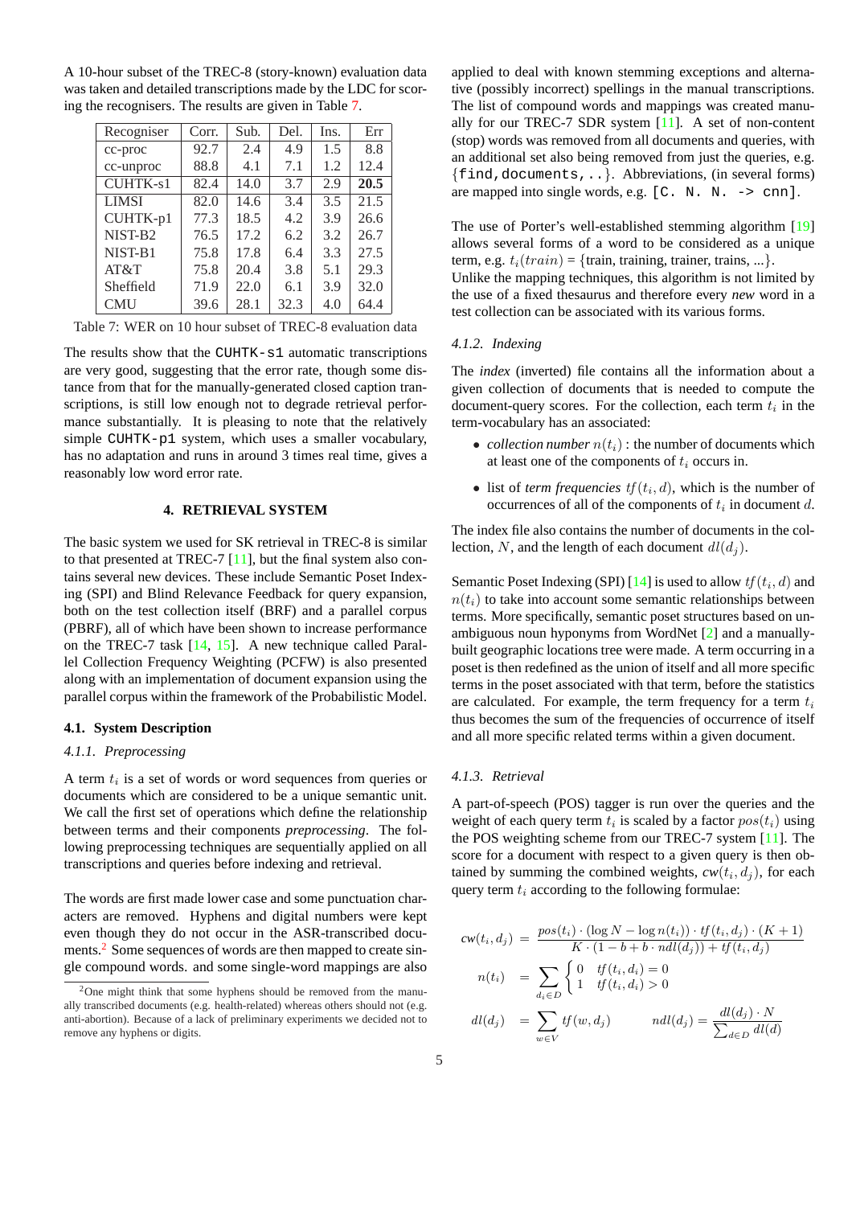A 10-hour subset of the TREC-8 (story-known) evaluation data was taken and detailed transcriptions made by the LDC for scoring the recognisers. The results are given in Table 7.

| Recogniser | Corr. | Sub. | Del. | Ins. | Err |
|---|---|---|---|---|---|
| cc-proc | 92.7 | 2.4 | 4.9 | 1.5 | 8.8 |
| cc-unproc | 88.8 | 4.1 | 7.1 | 1.2 | 12.4 |
| CUHTK-s1 | 82.4 | 14.0 | 3.7 | 2.9 | **20.5** |
| LIMSI | 82.0 | 14.6 | 3.4 | 3.5 | 21.5 |
| CUHTK-p1 | 77.3 | 18.5 | 4.2 | 3.9 | 26.6 |
| NIST-B2 | 76.5 | 17.2 | 6.2 | 3.2 | 26.7 |
| NIST-B1 | 75.8 | 17.8 | 6.4 | 3.3 | 27.5 |
| AT&T | 75.8 | 20.4 | 3.8 | 5.1 | 29.3 |
| Sheffield | 71.9 | 22.0 | 6.1 | 3.9 | 32.0 |
| CMU | 39.6 | 28.1 | 32.3 | 4.0 | 64.4 |

Table 7: WER on 10 hour subset of TREC-8 evaluation data

The results show that the `CUHTK-s1` automatic transcriptions are very good, suggesting that the error rate, though some distance from that for the manually-generated closed caption transcriptions, is still low enough not to degrade retrieval performance substantially. It is pleasing to note that the relatively simple `CUHTK-p1` system, which uses a smaller vocabulary, has no adaptation and runs in around 3 times real time, gives a reasonably low word error rate.

## 4. RETRIEVAL SYSTEM

The basic system we used for SK retrieval in TREC-8 is similar to that presented at TREC-7 [11], but the final system also contains several new devices. These include Semantic Poset Indexing (SPI) and Blind Relevance Feedback for query expansion, both on the test collection itself (BRF) and a parallel corpus (PBRF), all of which have been shown to increase performance on the TREC-7 task [14, 15]. A new technique called Parallel Collection Frequency Weighting (PCFW) is also presented along with an implementation of document expansion using the parallel corpus within the framework of the Probabilistic Model.

### 4.1. System Description

#### *4.1.1. Preprocessing*

A term $t_i$ is a set of words or word sequences from queries or documents which are considered to be a unique semantic unit. We call the first set of operations which define the relationship between terms and their components *preprocessing*. The following preprocessing techniques are sequentially applied on all transcriptions and queries before indexing and retrieval.

The words are first made lower case and some punctuation characters are removed. Hyphens and digital numbers were kept even though they do not occur in the ASR-transcribed documents.[2] Some sequences of words are then mapped to create single compound words. and some single-word mappings are also applied to deal with known stemming exceptions and alternative (possibly incorrect) spellings in the manual transcriptions. The list of compound words and mappings was created manually for our TREC-7 SDR system [11]. A set of non-content (stop) words was removed from all documents and queries, with an additional set also being removed from just the queries, e.g. {`find,documents,..`}. Abbreviations, (in several forms) are mapped into single words, e.g. `[C. N. N. -> cnn]`.

The use of Porter's well-established stemming algorithm [19] allows several forms of a word to be considered as a unique term, e.g. $t_i(train)$ = {train, training, trainer, trains, ...}. Unlike the mapping techniques, this algorithm is not limited by the use of a fixed thesaurus and therefore every *new* word in a test collection can be associated with its various forms.

#### *4.1.2. Indexing*

The *index* (inverted) file contains all the information about a given collection of documents that is needed to compute the document-query scores. For the collection, each term $t_i$ in the term-vocabulary has an associated:

- *collection number* $n(t_i)$ : the number of documents which at least one of the components of $t_i$ occurs in.
- list of *term frequencies* $tf(t_i, d)$, which is the number of occurrences of all of the components of $t_i$ in document $d$.

The index file also contains the number of documents in the collection, $N$, and the length of each document $dl(d_j)$.

Semantic Poset Indexing (SPI) [14] is used to allow $tf(t_i, d)$ and $n(t_i)$ to take into account some semantic relationships between terms. More specifically, semantic poset structures based on unambiguous noun hyponyms from WordNet [2] and a manually-built geographic locations tree were made. A term occurring in a poset is then redefined as the union of itself and all more specific terms in the poset associated with that term, before the statistics are calculated. For example, the term frequency for a term $t_i$ thus becomes the sum of the frequencies of occurrence of itself and all more specific related terms within a given document.

#### *4.1.3. Retrieval*

A part-of-speech (POS) tagger is run over the queries and the weight of each query term $t_i$ is scaled by a factor $pos(t_i)$ using the POS weighting scheme from our TREC-7 system [11]. The score for a document with respect to a given query is then obtained by summing the combined weights, $cw(t_i, d_j)$, for each query term $t_i$ according to the following formulae:

$$cw(t_i, d_j) = \frac{pos(t_i) \cdot (\log N - \log n(t_i)) \cdot tf(t_i, d_j) \cdot (K+1)}{K \cdot (1 - b + b \cdot ndl(d_j)) + tf(t_i, d_j)}$$

$$n(t_i) = \sum_{d_i \in D} \begin{cases} 0 & tf(t_i, d_i) = 0 \\ 1 & tf(t_i, d_i) > 0 \end{cases}$$

$$dl(d_j) = \sum_{w \in V} tf(w, d_j) \qquad ndl(d_j) = \frac{dl(d_j) \cdot N}{\sum_{d \in D} dl(d)}$$

[2] One might think that some hyphens should be removed from the manually transcribed documents (e.g. health-related) whereas others should not (e.g. anti-abortion). Because of a lack of preliminary experiments we decided not to remove any hyphens or digits.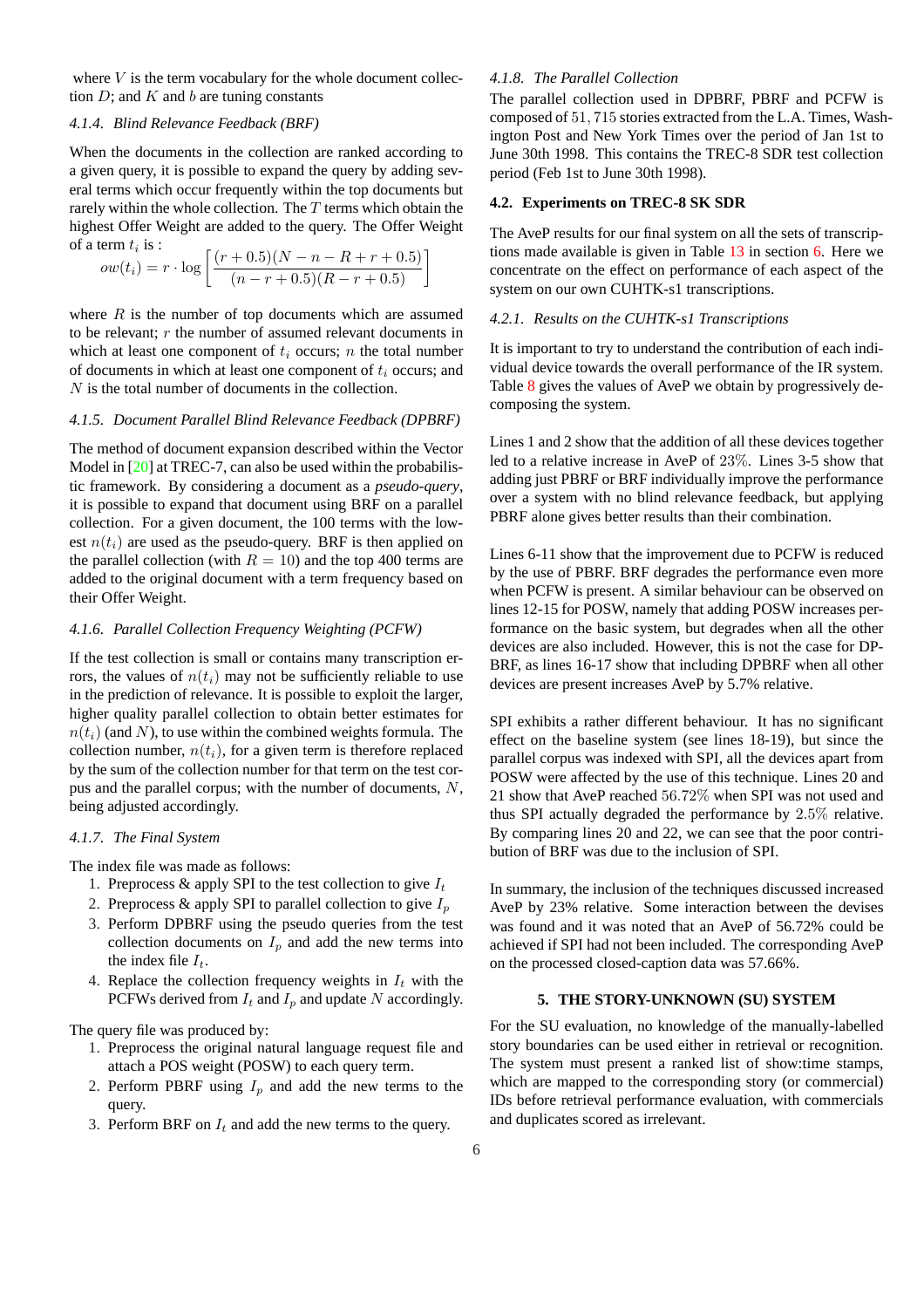where $V$ is the term vocabulary for the whole document collection $D$; and $K$ and $b$ are tuning constants

#### 4.1.4. Blind Relevance Feedback (BRF)

When the documents in the collection are ranked according to a given query, it is possible to expand the query by adding several terms which occur frequently within the top documents but rarely within the whole collection. The $T$ terms which obtain the highest Offer Weight are added to the query. The Offer Weight of a term $t_i$ is :

$$ow(t_i) = r \cdot \log\left[\frac{(r+0.5)(N-n-R+r+0.5)}{(n-r+0.5)(R-r+0.5)}\right]$$

where $R$ is the number of top documents which are assumed to be relevant; $r$ the number of assumed relevant documents in which at least one component of $t_i$ occurs; $n$ the total number of documents in which at least one component of $t_i$ occurs; and $N$ is the total number of documents in the collection.

#### 4.1.5. Document Parallel Blind Relevance Feedback (DPBRF)

The method of document expansion described within the Vector Model in [20] at TREC-7, can also be used within the probabilistic framework. By considering a document as a *pseudo-query*, it is possible to expand that document using BRF on a parallel collection. For a given document, the 100 terms with the lowest $n(t_i)$ are used as the pseudo-query. BRF is then applied on the parallel collection (with $R = 10$) and the top 400 terms are added to the original document with a term frequency based on their Offer Weight.

#### 4.1.6. Parallel Collection Frequency Weighting (PCFW)

If the test collection is small or contains many transcription errors, the values of $n(t_i)$ may not be sufficiently reliable to use in the prediction of relevance. It is possible to exploit the larger, higher quality parallel collection to obtain better estimates for $n(t_i)$ (and $N$), to use within the combined weights formula. The collection number, $n(t_i)$, for a given term is therefore replaced by the sum of the collection number for that term on the test corpus and the parallel corpus; with the number of documents, $N$, being adjusted accordingly.

#### 4.1.7. The Final System

The index file was made as follows:

1. Preprocess & apply SPI to the test collection to give $I_t$
2. Preprocess & apply SPI to parallel collection to give $I_p$
3. Perform DPBRF using the pseudo queries from the test collection documents on $I_p$ and add the new terms into the index file $I_t$.
4. Replace the collection frequency weights in $I_t$ with the PCFWs derived from $I_t$ and $I_p$ and update $N$ accordingly.

The query file was produced by:

1. Preprocess the original natural language request file and attach a POS weight (POSW) to each query term.
2. Perform PBRF using $I_p$ and add the new terms to the query.
3. Perform BRF on $I_t$ and add the new terms to the query.

#### 4.1.8. The Parallel Collection

The parallel collection used in DPBRF, PBRF and PCFW is composed of 51,715 stories extracted from the L.A. Times, Washington Post and New York Times over the period of Jan 1st to June 30th 1998. This contains the TREC-8 SDR test collection period (Feb 1st to June 30th 1998).

### 4.2. Experiments on TREC-8 SK SDR

The AveP results for our final system on all the sets of transcriptions made available is given in Table 13 in section 6. Here we concentrate on the effect on performance of each aspect of the system on our own CUHTK-s1 transcriptions.

#### 4.2.1. Results on the CUHTK-s1 Transcriptions

It is important to try to understand the contribution of each individual device towards the overall performance of the IR system. Table 8 gives the values of AveP we obtain by progressively decomposing the system.

Lines 1 and 2 show that the addition of all these devices together led to a relative increase in AveP of 23%. Lines 3-5 show that adding just PBRF or BRF individually improve the performance over a system with no blind relevance feedback, but applying PBRF alone gives better results than their combination.

Lines 6-11 show that the improvement due to PCFW is reduced by the use of PBRF. BRF degrades the performance even more when PCFW is present. A similar behaviour can be observed on lines 12-15 for POSW, namely that adding POSW increases performance on the basic system, but degrades when all the other devices are also included. However, this is not the case for DPBRF, as lines 16-17 show that including DPBRF when all other devices are present increases AveP by 5.7% relative.

SPI exhibits a rather different behaviour. It has no significant effect on the baseline system (see lines 18-19), but since the parallel corpus was indexed with SPI, all the devices apart from POSW were affected by the use of this technique. Lines 20 and 21 show that AveP reached 56.72% when SPI was not used and thus SPI actually degraded the performance by 2.5% relative. By comparing lines 20 and 22, we can see that the poor contribution of BRF was due to the inclusion of SPI.

In summary, the inclusion of the techniques discussed increased AveP by 23% relative. Some interaction between the devises was found and it was noted that an AveP of 56.72% could be achieved if SPI had not been included. The corresponding AveP on the processed closed-caption data was 57.66%.

## 5. THE STORY-UNKNOWN (SU) SYSTEM

For the SU evaluation, no knowledge of the manually-labelled story boundaries can be used either in retrieval or recognition. The system must present a ranked list of show:time stamps, which are mapped to the corresponding story (or commercial) IDs before retrieval performance evaluation, with commercials and duplicates scored as irrelevant.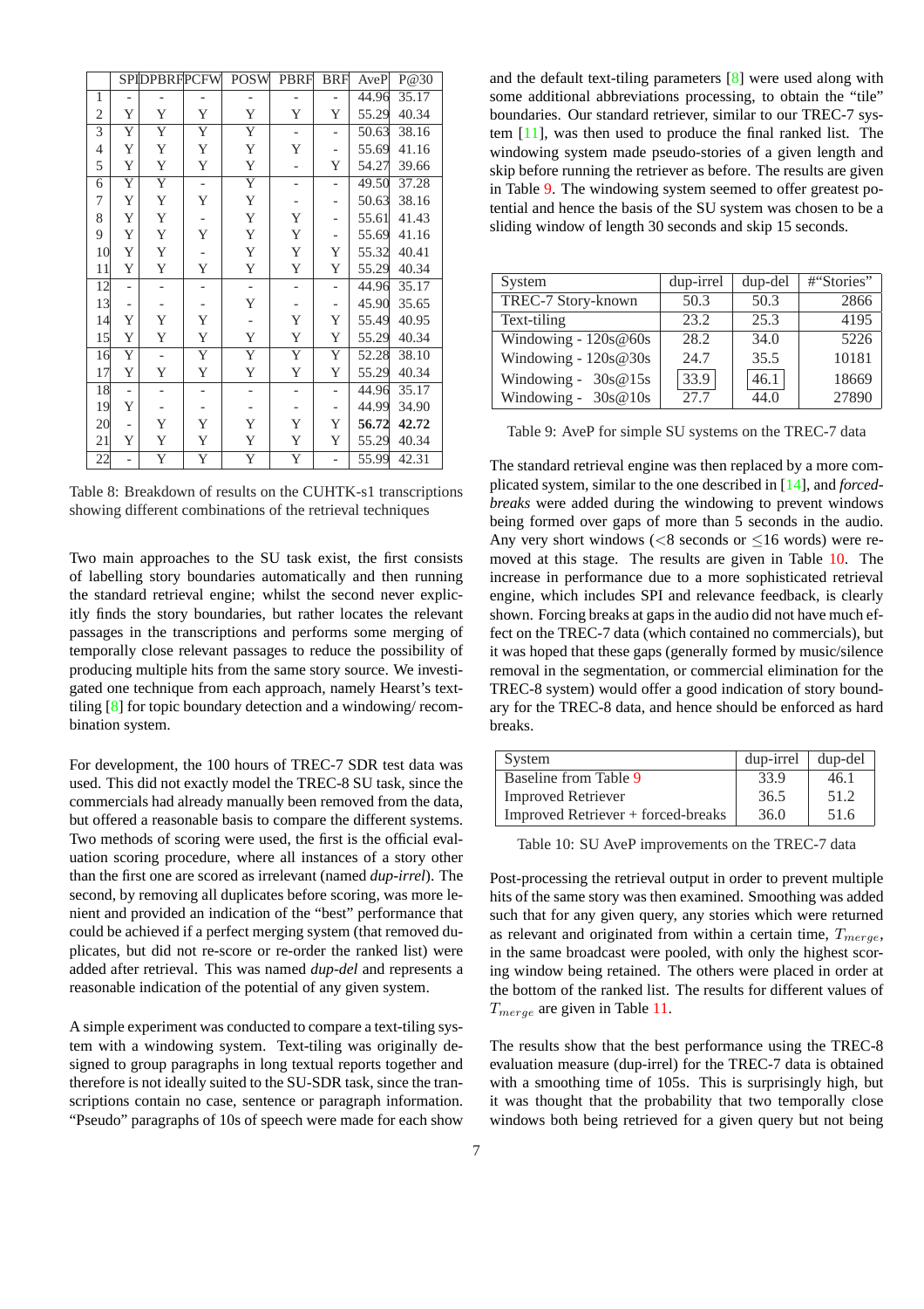| | SPI | DPBRF | PCFW | POSW | PBRF | BRF | AveP | P@30 |
|---|---|---|---|---|---|---|---|---|
| 1 | - | - | - | - | - | - | 44.96 | 35.17 |
| 2 | Y | Y | Y | Y | Y | Y | 55.29 | 40.34 |
| 3 | Y | Y | Y | Y | - | - | 50.63 | 38.16 |
| 4 | Y | Y | Y | Y | Y | - | 55.69 | 41.16 |
| 5 | Y | Y | Y | Y | - | Y | 54.27 | 39.66 |
| 6 | Y | Y | - | Y | - | - | 49.50 | 37.28 |
| 7 | Y | Y | Y | Y | - | - | 50.63 | 38.16 |
| 8 | Y | Y | - | Y | Y | - | 55.61 | 41.43 |
| 9 | Y | Y | Y | Y | Y | - | 55.69 | 41.16 |
| 10 | Y | Y | - | Y | Y | Y | 55.32 | 40.41 |
| 11 | Y | Y | Y | Y | Y | Y | 55.29 | 40.34 |
| 12 | - | - | - | - | - | - | 44.96 | 35.17 |
| 13 | - | - | - | Y | - | - | 45.90 | 35.65 |
| 14 | Y | Y | Y | - | Y | Y | 55.49 | 40.95 |
| 15 | Y | Y | Y | Y | Y | Y | 55.29 | 40.34 |
| 16 | Y | - | Y | Y | Y | Y | 52.28 | 38.10 |
| 17 | Y | Y | Y | Y | Y | Y | 55.29 | 40.34 |
| 18 | - | - | - | - | - | - | 44.96 | 35.17 |
| 19 | Y | - | - | - | - | - | 44.99 | 34.90 |
| 20 | - | Y | Y | Y | Y | Y | **56.72** | **42.72** |
| 21 | Y | Y | Y | Y | Y | Y | 55.29 | 40.34 |
| 22 | - | Y | Y | Y | Y | - | 55.99 | 42.31 |

Table 8: Breakdown of results on the CUHTK-s1 transcriptions showing different combinations of the retrieval techniques

Two main approaches to the SU task exist, the first consists of labelling story boundaries automatically and then running the standard retrieval engine; whilst the second never explicitly finds the story boundaries, but rather locates the relevant passages in the transcriptions and performs some merging of temporally close relevant passages to reduce the possibility of producing multiple hits from the same story source. We investigated one technique from each approach, namely Hearst's text-tiling [8] for topic boundary detection and a windowing/ recombination system.

For development, the 100 hours of TREC-7 SDR test data was used. This did not exactly model the TREC-8 SU task, since the commercials had already manually been removed from the data, but offered a reasonable basis to compare the different systems. Two methods of scoring were used, the first is the official evaluation scoring procedure, where all instances of a story other than the first one are scored as irrelevant (named *dup-irrel*). The second, by removing all duplicates before scoring, was more lenient and provided an indication of the "best" performance that could be achieved if a perfect merging system (that removed duplicates, but did not re-score or re-order the ranked list) were added after retrieval. This was named *dup-del* and represents a reasonable indication of the potential of any given system.

A simple experiment was conducted to compare a text-tiling system with a windowing system. Text-tiling was originally designed to group paragraphs in long textual reports together and therefore is not ideally suited to the SU-SDR task, since the transcriptions contain no case, sentence or paragraph information. "Pseudo" paragraphs of 10s of speech were made for each show and the default text-tiling parameters [8] were used along with some additional abbreviations processing, to obtain the "tile" boundaries. Our standard retriever, similar to our TREC-7 system [11], was then used to produce the final ranked list. The windowing system made pseudo-stories of a given length and skip before running the retriever as before. The results are given in Table 9. The windowing system seemed to offer greatest potential and hence the basis of the SU system was chosen to be a sliding window of length 30 seconds and skip 15 seconds.

| System | dup-irrel | dup-del | #"Stories" |
|---|---|---|---|
| TREC-7 Story-known | 50.3 | 50.3 | 2866 |
| Text-tiling | 23.2 | 25.3 | 4195 |
| Windowing - 120s@60s | 28.2 | 34.0 | 5226 |
| Windowing - 120s@30s | 24.7 | 35.5 | 10181 |
| Windowing - 30s@15s | 33.9 | 46.1 | 18669 |
| Windowing - 30s@10s | 27.7 | 44.0 | 27890 |

Table 9: AveP for simple SU systems on the TREC-7 data

The standard retrieval engine was then replaced by a more complicated system, similar to the one described in [14], and *forced-breaks* were added during the windowing to prevent windows being formed over gaps of more than 5 seconds in the audio. Any very short windows (<8 seconds or ≤16 words) were removed at this stage. The results are given in Table 10. The increase in performance due to a more sophisticated retrieval engine, which includes SPI and relevance feedback, is clearly shown. Forcing breaks at gaps in the audio did not have much effect on the TREC-7 data (which contained no commercials), but it was hoped that these gaps (generally formed by music/silence removal in the segmentation, or commercial elimination for the TREC-8 system) would offer a good indication of story boundary for the TREC-8 data, and hence should be enforced as hard breaks.

| System | dup-irrel | dup-del |
|---|---|---|
| Baseline from Table 9 | 33.9 | 46.1 |
| Improved Retriever | 36.5 | 51.2 |
| Improved Retriever + forced-breaks | 36.0 | 51.6 |

Table 10: SU AveP improvements on the TREC-7 data

Post-processing the retrieval output in order to prevent multiple hits of the same story was then examined. Smoothing was added such that for any given query, any stories which were returned as relevant and originated from within a certain time, $T_{merge}$, in the same broadcast were pooled, with only the highest scoring window being retained. The others were placed in order at the bottom of the ranked list. The results for different values of $T_{merge}$ are given in Table 11.

The results show that the best performance using the TREC-8 evaluation measure (dup-irrel) for the TREC-7 data is obtained with a smoothing time of 105s. This is surprisingly high, but it was thought that the probability that two temporally close windows both being retrieved for a given query but not being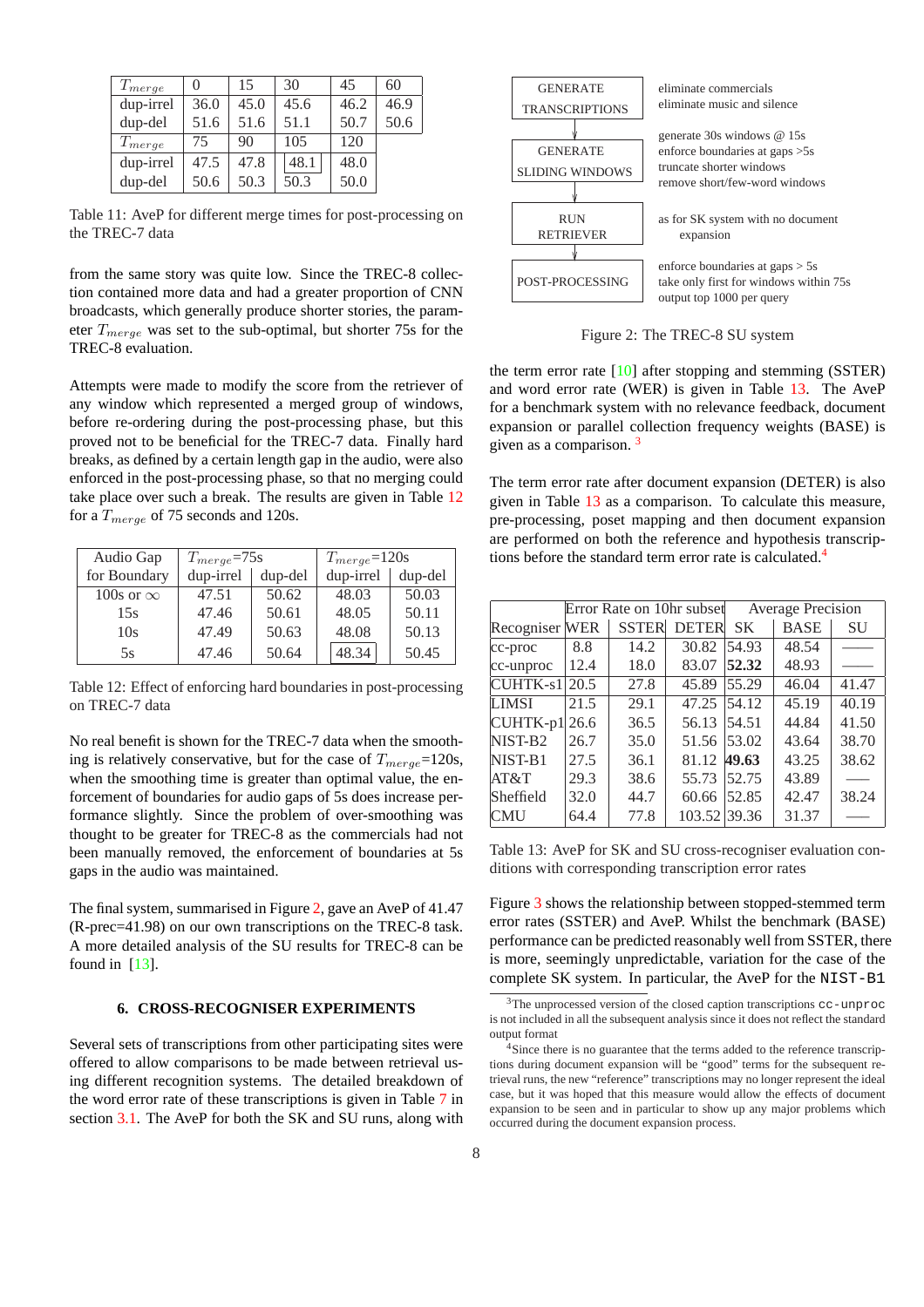| $T_{merge}$ | 0 | 15 | 30 | 45 | 60 |
|---|---|---|---|---|---|
| dup-irrel | 36.0 | 45.0 | 45.6 | 46.2 | 46.9 |
| dup-del | 51.6 | 51.6 | 51.1 | 50.7 | 50.6 |
| $T_{merge}$ | 75 | 90 | 105 | 120 | |
| dup-irrel | 47.5 | 47.8 | 48.1 | 48.0 | |
| dup-del | 50.6 | 50.3 | 50.3 | 50.0 | |

Table 11: AveP for different merge times for post-processing on the TREC-7 data

from the same story was quite low. Since the TREC-8 collection contained more data and had a greater proportion of CNN broadcasts, which generally produce shorter stories, the parameter $T_{merge}$ was set to the sub-optimal, but shorter 75s for the TREC-8 evaluation.

Attempts were made to modify the score from the retriever of any window which represented a merged group of windows, before re-ordering during the post-processing phase, but this proved not to be beneficial for the TREC-8 data. Finally hard breaks, as defined by a certain length gap in the audio, were also enforced in the post-processing phase, so that no merging could take place over such a break. The results are given in Table 12 for a $T_{merge}$ of 75 seconds and 120s.

| Audio Gap for Boundary | $T_{merge}$=75s dup-irrel | dup-del | $T_{merge}$=120s dup-irrel | dup-del |
|---|---|---|---|---|
| 100s or $\infty$ | 47.51 | 50.62 | 48.03 | 50.03 |
| 15s | 47.46 | 50.61 | 48.05 | 50.11 |
| 10s | 47.49 | 50.63 | 48.08 | 50.13 |
| 5s | 47.46 | 50.64 | 48.34 | 50.45 |

Table 12: Effect of enforcing hard boundaries in post-processing on TREC-7 data

No real benefit is shown for the TREC-7 data when the smoothing is relatively conservative, but for the case of $T_{merge}$=120s, when the smoothing time is greater than optimal value, the enforcement of boundaries for audio gaps of 5s does increase performance slightly. Since the problem of over-smoothing was thought to be greater for TREC-8 as the commercials had not been manually removed, the enforcement of boundaries at 5s gaps in the audio was maintained.

The final system, summarised in Figure 2, gave an AveP of 41.47 (R-prec=41.98) on our own transcriptions on the TREC-8 task. A more detailed analysis of the SU results for TREC-8 can be found in [13].

## 6. CROSS-RECOGNISER EXPERIMENTS

Several sets of transcriptions from other participating sites were offered to allow comparisons to be made between retrieval using different recognition systems. The detailed breakdown of the word error rate of these transcriptions is given in Table 7 in section 3.1. The AveP for both the SK and SU runs, along with

| Stage | Description |
|---|---|
| GENERATE TRANSCRIPTIONS | eliminate commercials; eliminate music and silence |
| GENERATE SLIDING WINDOWS | generate 30s windows @ 15s; enforce boundaries at gaps >5s; truncate shorter windows; remove short/few-word windows |
| RUN RETRIEVER | as for SK system with no document expansion |
| POST-PROCESSING | enforce boundaries at gaps > 5s; take only first for windows within 75s; output top 1000 per query |

Figure 2: The TREC-8 SU system

the term error rate [10] after stopping and stemming (SSTER) and word error rate (WER) is given in Table 13. The AveP for a benchmark system with no relevance feedback, document expansion or parallel collection frequency weights (BASE) is given as a comparison. [3]

The term error rate after document expansion (DETER) is also given in Table 13 as a comparison. To calculate this measure, pre-processing, poset mapping and then document expansion are performed on both the reference and hypothesis transcriptions before the standard term error rate is calculated.[4]

| Recogniser | Error Rate on 10hr subset WER | SSTER | DETER | Average Precision SK | BASE | SU |
|---|---|---|---|---|---|---|
| cc-proc | 8.8 | 14.2 | 30.82 | 54.93 | 48.54 | —— |
| cc-unproc | 12.4 | 18.0 | 83.07 | **52.32** | 48.93 | —— |
| CUHTK-s1 | 20.5 | 27.8 | 45.89 | 55.29 | 46.04 | 41.47 |
| LIMSI | 21.5 | 29.1 | 47.25 | 54.12 | 45.19 | 40.19 |
| CUHTK-p1 | 26.6 | 36.5 | 56.13 | 54.51 | 44.84 | 41.50 |
| NIST-B2 | 26.7 | 35.0 | 51.56 | 53.02 | 43.64 | 38.70 |
| NIST-B1 | 27.5 | 36.1 | 81.12 | **49.63** | 43.25 | 38.62 |
| AT&T | 29.3 | 38.6 | 55.73 | 52.75 | 43.89 | —— |
| Sheffield | 32.0 | 44.7 | 60.66 | 52.85 | 42.47 | 38.24 |
| CMU | 64.4 | 77.8 | 103.52 | 39.36 | 31.37 | —— |

Table 13: AveP for SK and SU cross-recogniser evaluation conditions with corresponding transcription error rates

Figure 3 shows the relationship between stopped-stemmed term error rates (SSTER) and AveP. Whilst the benchmark (BASE) performance can be predicted reasonably well from SSTER, there is more, seemingly unpredictable, variation for the case of the complete SK system. In particular, the AveP for the `NIST-B1`

[3] The unprocessed version of the closed caption transcriptions `cc-unproc` is not included in all the subsequent analysis since it does not reflect the standard output format

[4] Since there is no guarantee that the terms added to the reference transcriptions during document expansion will be "good" terms for the subsequent retrieval runs, the new "reference" transcriptions may no longer represent the ideal case, but it was hoped that this measure would allow the effects of document expansion to be seen and in particular to show up any major problems which occurred during the document expansion process.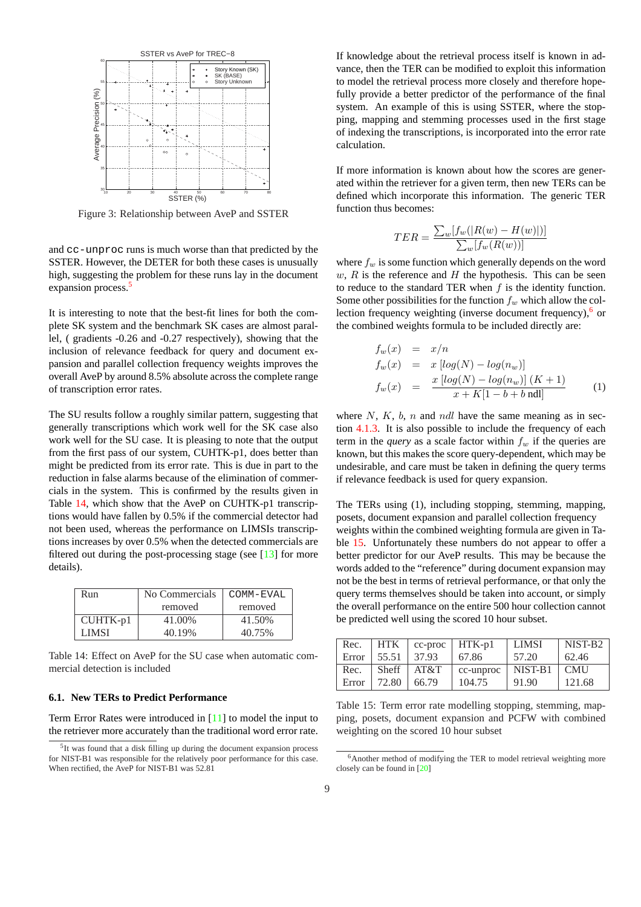Figure 3: Relationship between AveP and SSTER

and cc-unproc runs is much worse than that predicted by the SSTER. However, the DETER for both these cases is unusually high, suggesting the problem for these runs lay in the document expansion process.[5]

It is interesting to note that the best-fit lines for both the complete SK system and the benchmark SK cases are almost parallel, ( gradients -0.26 and -0.27 respectively), showing that the inclusion of relevance feedback for query and document expansion and parallel collection frequency weights improves the overall AveP by around 8.5% absolute across the complete range of transcription error rates.

The SU results follow a roughly similar pattern, suggesting that generally transcriptions which work well for the SK case also work well for the SU case. It is pleasing to note that the output from the first pass of our system, CUHTK-p1, does better than might be predicted from its error rate. This is due in part to the reduction in false alarms because of the elimination of commercials in the system. This is confirmed by the results given in Table 14, which show that the AveP on CUHTK-p1 transcriptions would have fallen by 0.5% if the commercial detector had not been used, whereas the performance on LIMSIs transcriptions increases by over 0.5% when the detected commercials are filtered out during the post-processing stage (see [13] for more details).

| Run | No Commercials removed | COMM-EVAL removed |
|---|---|---|
| CUHTK-p1 | 41.00% | 41.50% |
| LIMSI | 40.19% | 40.75% |

Table 14: Effect on AveP for the SU case when automatic commercial detection is included

### 6.1. New TERs to Predict Performance

Term Error Rates were introduced in [11] to model the input to the retriever more accurately than the traditional word error rate.

[5] It was found that a disk filling up during the document expansion process for NIST-B1 was responsible for the relatively poor performance for this case. When rectified, the AveP for NIST-B1 was 52.81

If knowledge about the retrieval process itself is known in advance, then the TER can be modified to exploit this information to model the retrieval process more closely and therefore hopefully provide a better predictor of the performance of the final system. An example of this is using SSTER, where the stopping, mapping and stemming processes used in the first stage of indexing the transcriptions, is incorporated into the error rate calculation.

If more information is known about how the scores are generated within the retriever for a given term, then new TERs can be defined which incorporate this information. The generic TER function thus becomes:

$$TER = \frac{\sum_w [f_w(|R(w) - H(w)|)]}{\sum_w [f_w(R(w))]}$$

where $f_w$ is some function which generally depends on the word $w$, $R$ is the reference and $H$ the hypothesis. This can be seen to reduce to the standard TER when $f$ is the identity function. Some other possibilities for the function $f_w$ which allow the collection frequency weighting (inverse document frequency),[6] or the combined weights formula to be included directly are:

$$\begin{aligned}
f_w(x) &= x/n \\
f_w(x) &= x\,[log(N) - log(n_w)] \\
f_w(x) &= \frac{x\,[log(N) - log(n_w)]\,(K+1)}{x + K[1 - b + b\,\text{ndl}]}
\end{aligned} \qquad (1)$$

where $N$, $K$, $b$, $n$ and $ndl$ have the same meaning as in section 4.1.3. It is also possible to include the frequency of each term in the *query* as a scale factor within $f_w$ if the queries are known, but this makes the score query-dependent, which may be undesirable, and care must be taken in defining the query terms if relevance feedback is used for query expansion.

The TERs using (1), including stopping, stemming, mapping, posets, document expansion and parallel collection frequency weights within the combined weighting formula are given in Table 15. Unfortunately these numbers do not appear to offer a better predictor for our AveP results. This may be because the words added to the "reference" during document expansion may not be the best in terms of retrieval performance, or that only the query terms themselves should be taken into account, or simply the overall performance on the entire 500 hour collection cannot be predicted well using the scored 10 hour subset.

| Rec. | HTK | cc-proc | HTK-p1 | LIMSI | NIST-B2 |
|---|---|---|---|---|---|
| Error | 55.51 | 37.93 | 67.86 | 57.20 | 62.46 |
| Rec. | Sheff | AT&T | cc-unproc | NIST-B1 | CMU |
| Error | 72.80 | 66.79 | 104.75 | 91.90 | 121.68 |

Table 15: Term error rate modelling stopping, stemming, mapping, posets, document expansion and PCFW with combined weighting on the scored 10 hour subset

[6] Another method of modifying the TER to model retrieval weighting more closely can be found in [20]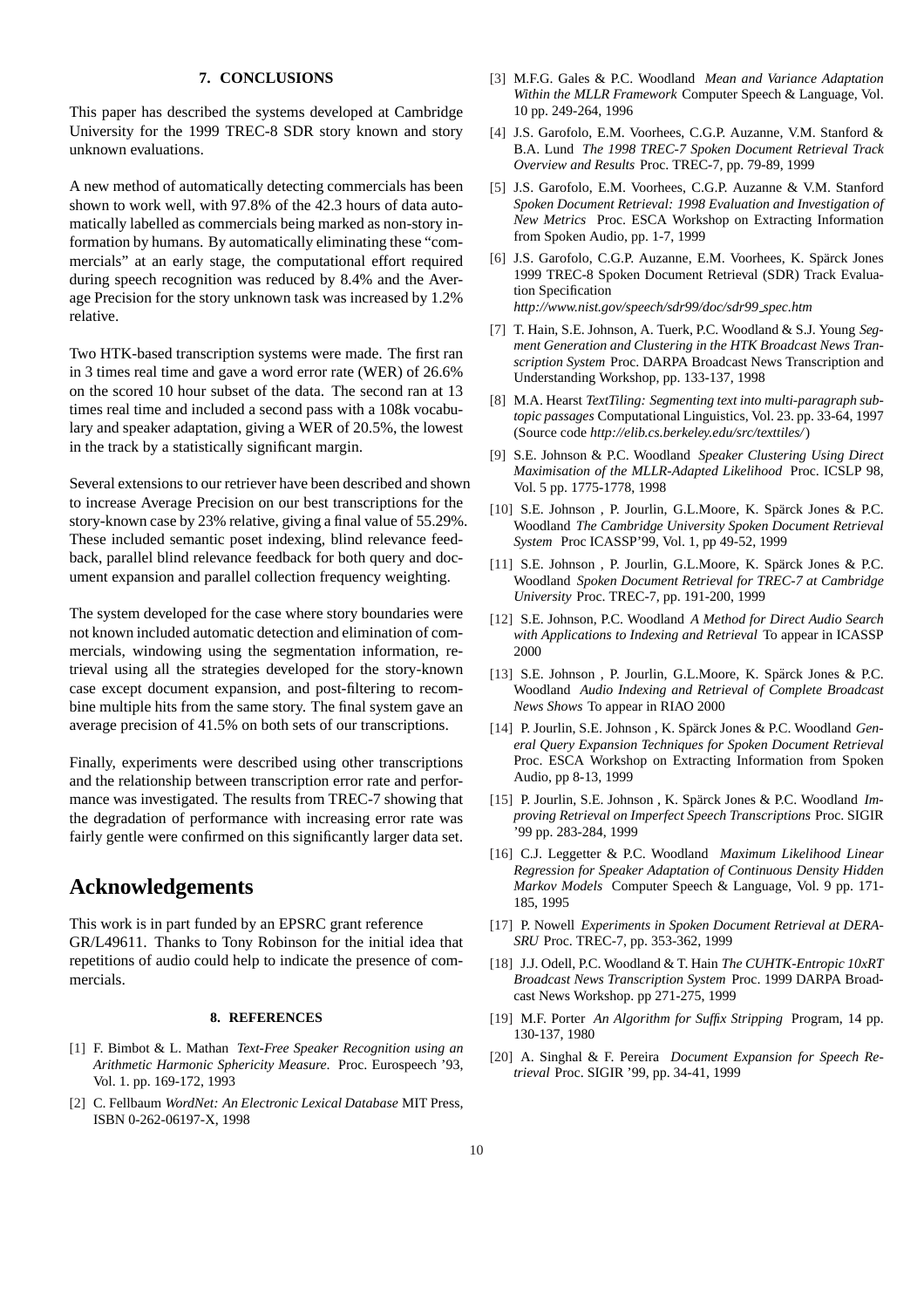## 7. CONCLUSIONS

This paper has described the systems developed at Cambridge University for the 1999 TREC-8 SDR story known and story unknown evaluations.

A new method of automatically detecting commercials has been shown to work well, with 97.8% of the 42.3 hours of data automatically labelled as commercials being marked as non-story information by humans. By automatically eliminating these "commercials" at an early stage, the computational effort required during speech recognition was reduced by 8.4% and the Average Precision for the story unknown task was increased by 1.2% relative.

Two HTK-based transcription systems were made. The first ran in 3 times real time and gave a word error rate (WER) of 26.6% on the scored 10 hour subset of the data. The second ran at 13 times real time and included a second pass with a 108k vocabulary and speaker adaptation, giving a WER of 20.5%, the lowest in the track by a statistically significant margin.

Several extensions to our retriever have been described and shown to increase Average Precision on our best transcriptions for the story-known case by 23% relative, giving a final value of 55.29%. These included semantic poset indexing, blind relevance feedback, parallel blind relevance feedback for both query and document expansion and parallel collection frequency weighting.

The system developed for the case where story boundaries were not known included automatic detection and elimination of commercials, windowing using the segmentation information, retrieval using all the strategies developed for the story-known case except document expansion, and post-filtering to recombine multiple hits from the same story. The final system gave an average precision of 41.5% on both sets of our transcriptions.

Finally, experiments were described using other transcriptions and the relationship between transcription error rate and performance was investigated. The results from TREC-7 showing that the degradation of performance with increasing error rate was fairly gentle were confirmed on this significantly larger data set.

# Acknowledgements

This work is in part funded by an EPSRC grant reference GR/L49611. Thanks to Tony Robinson for the initial idea that repetitions of audio could help to indicate the presence of commercials.

## 8. REFERENCES

[1] F. Bimbot & L. Mathan *Text-Free Speaker Recognition using an Arithmetic Harmonic Sphericity Measure.* Proc. Eurospeech '93, Vol. 1. pp. 169-172, 1993

[2] C. Fellbaum *WordNet: An Electronic Lexical Database* MIT Press, ISBN 0-262-06197-X, 1998

[3] M.F.G. Gales & P.C. Woodland *Mean and Variance Adaptation Within the MLLR Framework* Computer Speech & Language, Vol. 10 pp. 249-264, 1996

[4] J.S. Garofolo, E.M. Voorhees, C.G.P. Auzanne, V.M. Stanford & B.A. Lund *The 1998 TREC-7 Spoken Document Retrieval Track Overview and Results* Proc. TREC-7, pp. 79-89, 1999

[5] J.S. Garofolo, E.M. Voorhees, C.G.P. Auzanne & V.M. Stanford *Spoken Document Retrieval: 1998 Evaluation and Investigation of New Metrics* Proc. ESCA Workshop on Extracting Information from Spoken Audio, pp. 1-7, 1999

[6] J.S. Garofolo, C.G.P. Auzanne, E.M. Voorhees, K. Spärck Jones 1999 TREC-8 Spoken Document Retrieval (SDR) Track Evaluation Specification *http://www.nist.gov/speech/sdr99/doc/sdr99_spec.htm*

[7] T. Hain, S.E. Johnson, A. Tuerk, P.C. Woodland & S.J. Young *Segment Generation and Clustering in the HTK Broadcast News Transcription System* Proc. DARPA Broadcast News Transcription and Understanding Workshop, pp. 133-137, 1998

[8] M.A. Hearst *TextTiling: Segmenting text into multi-paragraph subtopic passages* Computational Linguistics, Vol. 23. pp. 33-64, 1997 (Source code *http://elib.cs.berkeley.edu/src/texttiles/*)

[9] S.E. Johnson & P.C. Woodland *Speaker Clustering Using Direct Maximisation of the MLLR-Adapted Likelihood* Proc. ICSLP 98, Vol. 5 pp. 1775-1778, 1998

[10] S.E. Johnson , P. Jourlin, G.L.Moore, K. Spärck Jones & P.C. Woodland *The Cambridge University Spoken Document Retrieval System* Proc ICASSP'99, Vol. 1, pp 49-52, 1999

[11] S.E. Johnson , P. Jourlin, G.L.Moore, K. Spärck Jones & P.C. Woodland *Spoken Document Retrieval for TREC-7 at Cambridge University* Proc. TREC-7, pp. 191-200, 1999

[12] S.E. Johnson, P.C. Woodland *A Method for Direct Audio Search with Applications to Indexing and Retrieval* To appear in ICASSP 2000

[13] S.E. Johnson , P. Jourlin, G.L.Moore, K. Spärck Jones & P.C. Woodland *Audio Indexing and Retrieval of Complete Broadcast News Shows* To appear in RIAO 2000

[14] P. Jourlin, S.E. Johnson , K. Spärck Jones & P.C. Woodland *General Query Expansion Techniques for Spoken Document Retrieval* Proc. ESCA Workshop on Extracting Information from Spoken Audio, pp 8-13, 1999

[15] P. Jourlin, S.E. Johnson , K. Spärck Jones & P.C. Woodland *Improving Retrieval on Imperfect Speech Transcriptions* Proc. SIGIR '99 pp. 283-284, 1999

[16] C.J. Leggetter & P.C. Woodland *Maximum Likelihood Linear Regression for Speaker Adaptation of Continuous Density Hidden Markov Models* Computer Speech & Language, Vol. 9 pp. 171-185, 1995

[17] P. Nowell *Experiments in Spoken Document Retrieval at DERA-SRU* Proc. TREC-7, pp. 353-362, 1999

[18] J.J. Odell, P.C. Woodland & T. Hain *The CUHTK-Entropic 10xRT Broadcast News Transcription System* Proc. 1999 DARPA Broadcast News Workshop. pp 271-275, 1999

[19] M.F. Porter *An Algorithm for Suffix Stripping* Program, 14 pp. 130-137, 1980

[20] A. Singhal & F. Pereira *Document Expansion for Speech Retrieval* Proc. SIGIR '99, pp. 34-41, 1999